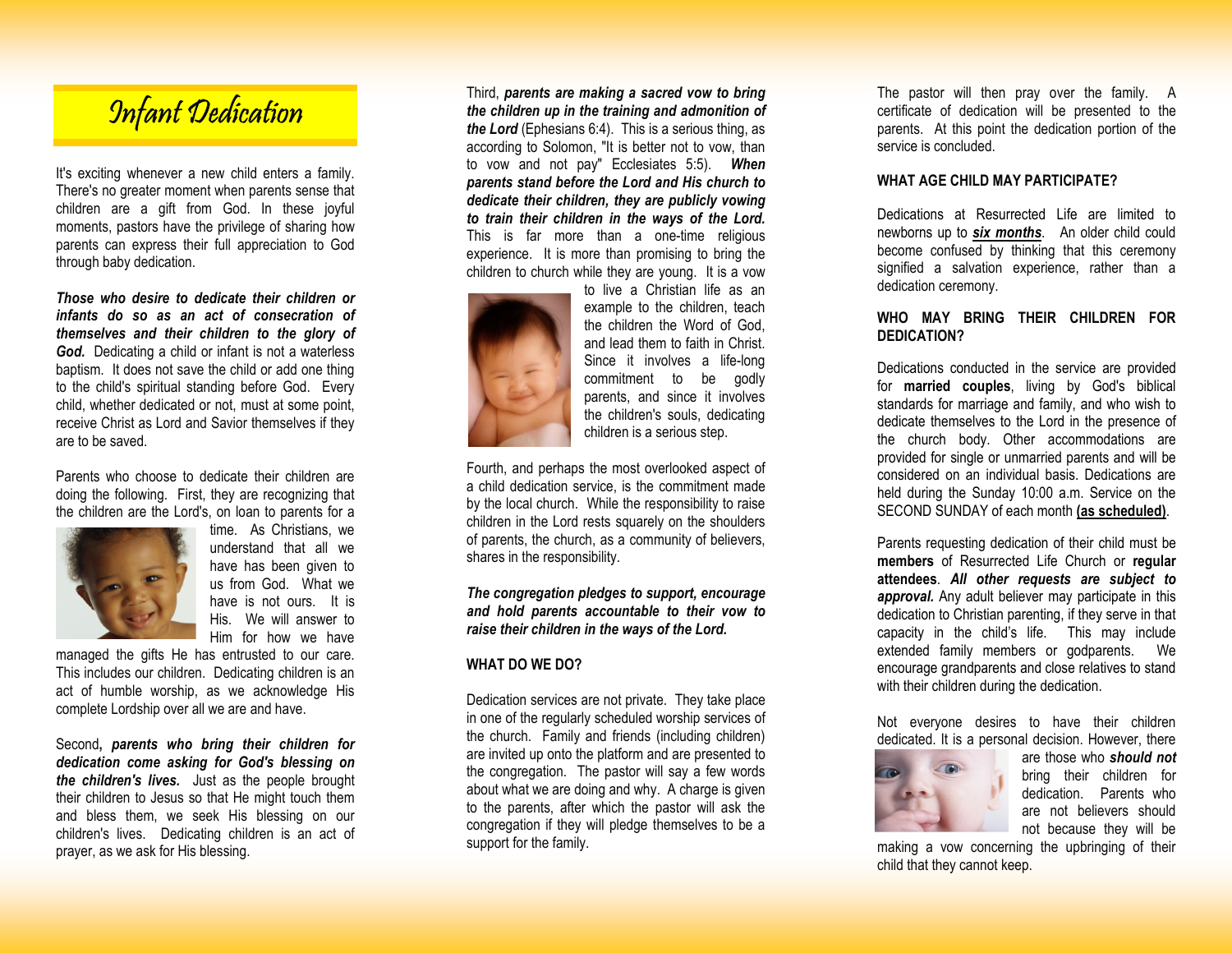# Infant Dedication

It's exciting whenever a new child enters a family. There's no greater moment when parents sense that children are a gift from God. In these joyful moments, pastors have the privilege of sharing how parents can express their full appreciation to God through baby dedication.

***Those who desire to dedicate their children or infants do so as an act of consecration of themselves and their children to the glory of God.*** Dedicating a child or infant is not a waterless baptism. It does not save the child or add one thing to the child's spiritual standing before God. Every child, whether dedicated or not, must at some point, receive Christ as Lord and Savior themselves if they are to be saved.

Parents who choose to dedicate their children are doing the following. First, they are recognizing that the children are the Lord's, on loan to parents for a time. As Christians, we understand that all we have has been given to us from God. What we have is not ours. It is His. We will answer to Him for how we have managed the gifts He has entrusted to our care. This includes our children. Dedicating children is an act of humble worship, as we acknowledge His complete Lordship over all we are and have.

Second**,** ***parents who bring their children for dedication come asking for God's blessing on the children's lives.*** Just as the people brought their children to Jesus so that He might touch them and bless them, we seek His blessing on our children's lives. Dedicating children is an act of prayer, as we ask for His blessing.

Third, ***parents are making a sacred vow to bring the children up in the training and admonition of the Lord*** (Ephesians 6:4). This is a serious thing, as according to Solomon, "It is better not to vow, than to vow and not pay" Ecclesiastes 5:5). ***When parents stand before the Lord and His church to dedicate their children, they are publicly vowing to train their children in the ways of the Lord.*** This is far more than a one-time religious experience. It is more than promising to bring the children to church while they are young. It is a vow to live a Christian life as an example to the children, teach the children the Word of God, and lead them to faith in Christ. Since it involves a life-long commitment to be godly parents, and since it involves the children's souls, dedicating children is a serious step.

Fourth, and perhaps the most overlooked aspect of a child dedication service, is the commitment made by the local church. While the responsibility to raise children in the Lord rests squarely on the shoulders of parents, the church, as a community of believers, shares in the responsibility.

***The congregation pledges to support, encourage and hold parents accountable to their vow to raise their children in the ways of the Lord.***

**WHAT DO WE DO?**

Dedication services are not private. They take place in one of the regularly scheduled worship services of the church. Family and friends (including children) are invited up onto the platform and are presented to the congregation. The pastor will say a few words about what we are doing and why. A charge is given to the parents, after which the pastor will ask the congregation if they will pledge themselves to be a support for the family.

The pastor will then pray over the family. A certificate of dedication will be presented to the parents. At this point the dedication portion of the service is concluded.

**WHAT AGE CHILD MAY PARTICIPATE?**

Dedications at Resurrected Life are limited to newborns up to ***six months***. An older child could become confused by thinking that this ceremony signified a salvation experience, rather than a dedication ceremony.

**WHO MAY BRING THEIR CHILDREN FOR DEDICATION?**

Dedications conducted in the service are provided for **married couples**, living by God's biblical standards for marriage and family, and who wish to dedicate themselves to the Lord in the presence of the church body. Other accommodations are provided for single or unmarried parents and will be considered on an individual basis. Dedications are held during the Sunday 10:00 a.m. Service on the SECOND SUNDAY of each month **(as scheduled)**.

Parents requesting dedication of their child must be **members** of Resurrected Life Church or **regular attendees**. ***All other requests are subject to approval.*** Any adult believer may participate in this dedication to Christian parenting, if they serve in that capacity in the child's life. This may include extended family members or godparents. We encourage grandparents and close relatives to stand with their children during the dedication.

Not everyone desires to have their children dedicated. It is a personal decision. However, there are those who ***should not*** bring their children for dedication. Parents who are not believers should not because they will be making a vow concerning the upbringing of their child that they cannot keep.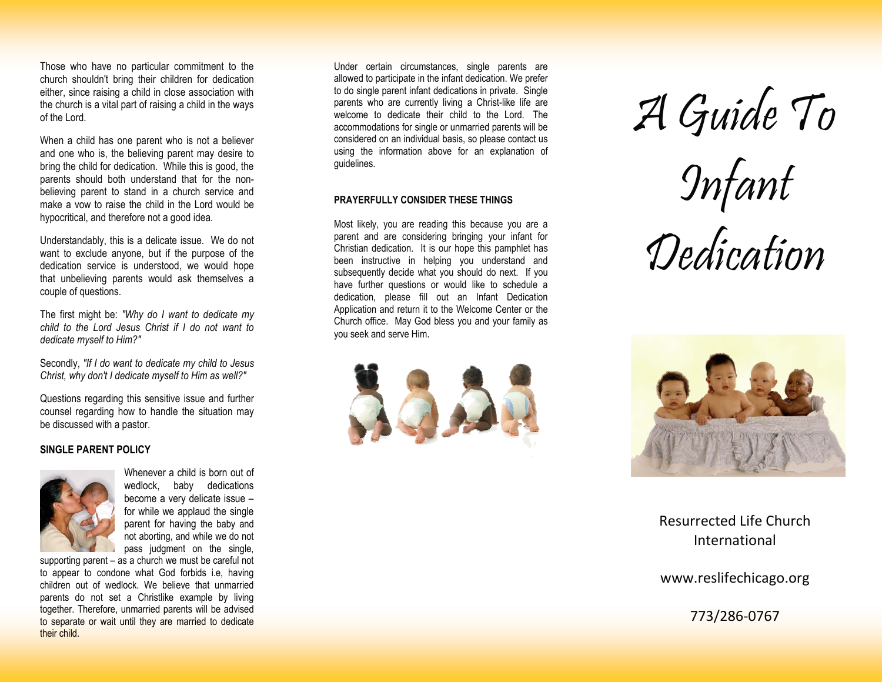Those who have no particular commitment to the church shouldn't bring their children for dedication either, since raising a child in close association with the church is a vital part of raising a child in the ways of the Lord.

When a child has one parent who is not a believer and one who is, the believing parent may desire to bring the child for dedication. While this is good, the parents should both understand that for the non-believing parent to stand in a church service and make a vow to raise the child in the Lord would be hypocritical, and therefore not a good idea.

Understandably, this is a delicate issue. We do not want to exclude anyone, but if the purpose of the dedication service is understood, we would hope that unbelieving parents would ask themselves a couple of questions.

The first might be: *"Why do I want to dedicate my child to the Lord Jesus Christ if I do not want to dedicate myself to Him?"*

Secondly, *"If I do want to dedicate my child to Jesus Christ, why don't I dedicate myself to Him as well?"*

Questions regarding this sensitive issue and further counsel regarding how to handle the situation may be discussed with a pastor.

**SINGLE PARENT POLICY**

Whenever a child is born out of wedlock, baby dedications become a very delicate issue – for while we applaud the single parent for having the baby and not aborting, and while we do not pass judgment on the single, supporting parent – as a church we must be careful not to appear to condone what God forbids i.e, having children out of wedlock. We believe that unmarried parents do not set a Christlike example by living together. Therefore, unmarried parents will be advised to separate or wait until they are married to dedicate their child.

Under certain circumstances, single parents are allowed to participate in the infant dedication. We prefer to do single parent infant dedications in private. Single parents who are currently living a Christ-like life are welcome to dedicate their child to the Lord. The accommodations for single or unmarried parents will be considered on an individual basis, so please contact us using the information above for an explanation of guidelines.

**PRAYERFULLY CONSIDER THESE THINGS**

Most likely, you are reading this because you are a parent and are considering bringing your infant for Christian dedication. It is our hope this pamphlet has been instructive in helping you understand and subsequently decide what you should do next. If you have further questions or would like to schedule a dedication, please fill out an Infant Dedication Application and return it to the Welcome Center or the Church office. May God bless you and your family as you seek and serve Him.

# A Guide To Infant Dedication

Resurrected Life Church International

www.reslifechicago.org

773/286-0767